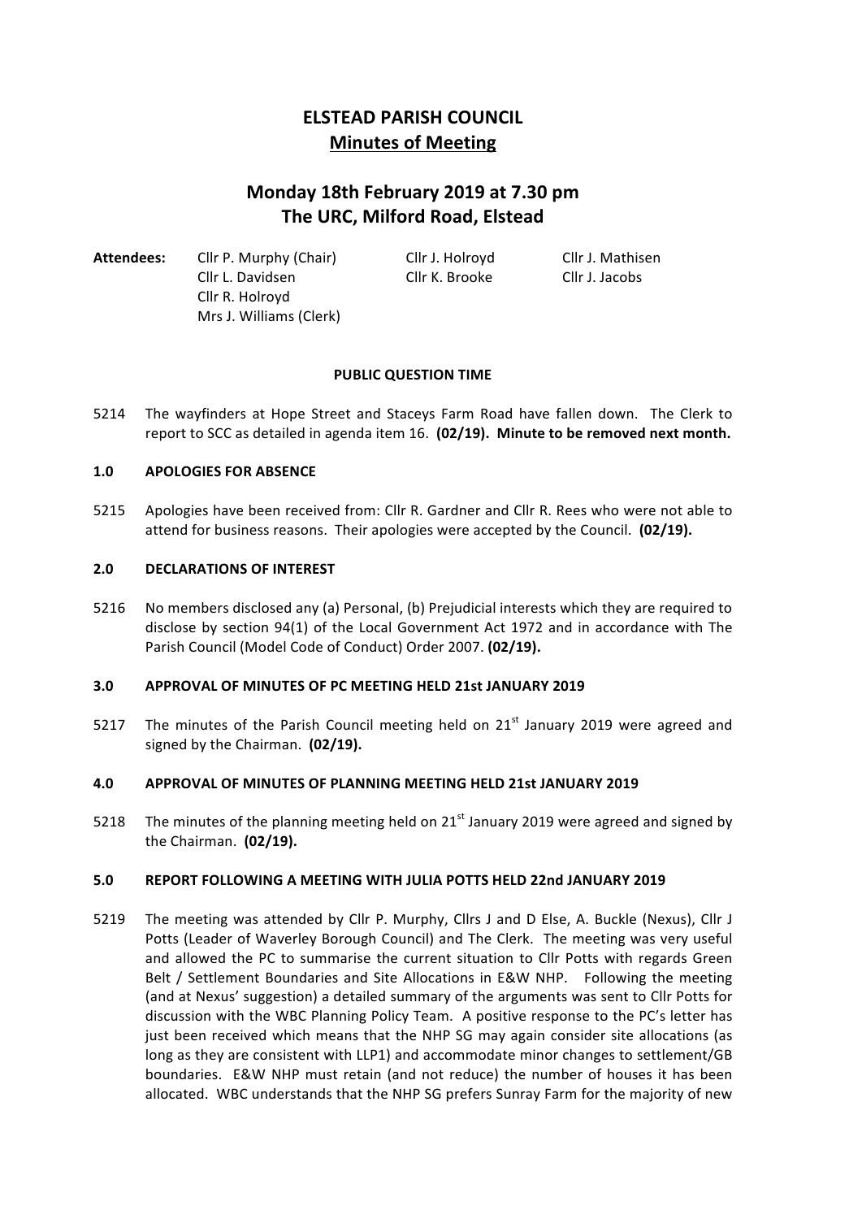# ELSTEAD PARISH COUNCIL

## Minutes of Meeting

## Monday 18th February 2019 at 7.30 pm
## The URC, Milford Road, Elstead

**Attendees:**

| | | |
|---|---|---|
| Cllr P. Murphy (Chair) | Cllr J. Holroyd | Cllr J. Mathisen |
| Cllr L. Davidsen | Cllr K. Brooke | Cllr J. Jacobs |
| Cllr R. Holroyd | | |
| Mrs J. Williams (Clerk) | | |

**PUBLIC QUESTION TIME**

5214 The wayfinders at Hope Street and Staceys Farm Road have fallen down. The Clerk to report to SCC as detailed in agenda item 16. **(02/19). Minute to be removed next month.**

### 1.0 APOLOGIES FOR ABSENCE

5215 Apologies have been received from: Cllr R. Gardner and Cllr R. Rees who were not able to attend for business reasons. Their apologies were accepted by the Council. **(02/19).**

### 2.0 DECLARATIONS OF INTEREST

5216 No members disclosed any (a) Personal, (b) Prejudicial interests which they are required to disclose by section 94(1) of the Local Government Act 1972 and in accordance with The Parish Council (Model Code of Conduct) Order 2007. **(02/19).**

### 3.0 APPROVAL OF MINUTES OF PC MEETING HELD 21st JANUARY 2019

5217 The minutes of the Parish Council meeting held on 21st January 2019 were agreed and signed by the Chairman. **(02/19).**

### 4.0 APPROVAL OF MINUTES OF PLANNING MEETING HELD 21st JANUARY 2019

5218 The minutes of the planning meeting held on 21st January 2019 were agreed and signed by the Chairman. **(02/19).**

### 5.0 REPORT FOLLOWING A MEETING WITH JULIA POTTS HELD 22nd JANUARY 2019

5219 The meeting was attended by Cllr P. Murphy, Cllrs J and D Else, A. Buckle (Nexus), Cllr J Potts (Leader of Waverley Borough Council) and The Clerk. The meeting was very useful and allowed the PC to summarise the current situation to Cllr Potts with regards Green Belt / Settlement Boundaries and Site Allocations in E&W NHP. Following the meeting (and at Nexus' suggestion) a detailed summary of the arguments was sent to Cllr Potts for discussion with the WBC Planning Policy Team. A positive response to the PC's letter has just been received which means that the NHP SG may again consider site allocations (as long as they are consistent with LLP1) and accommodate minor changes to settlement/GB boundaries. E&W NHP must retain (and not reduce) the number of houses it has been allocated. WBC understands that the NHP SG prefers Sunray Farm for the majority of new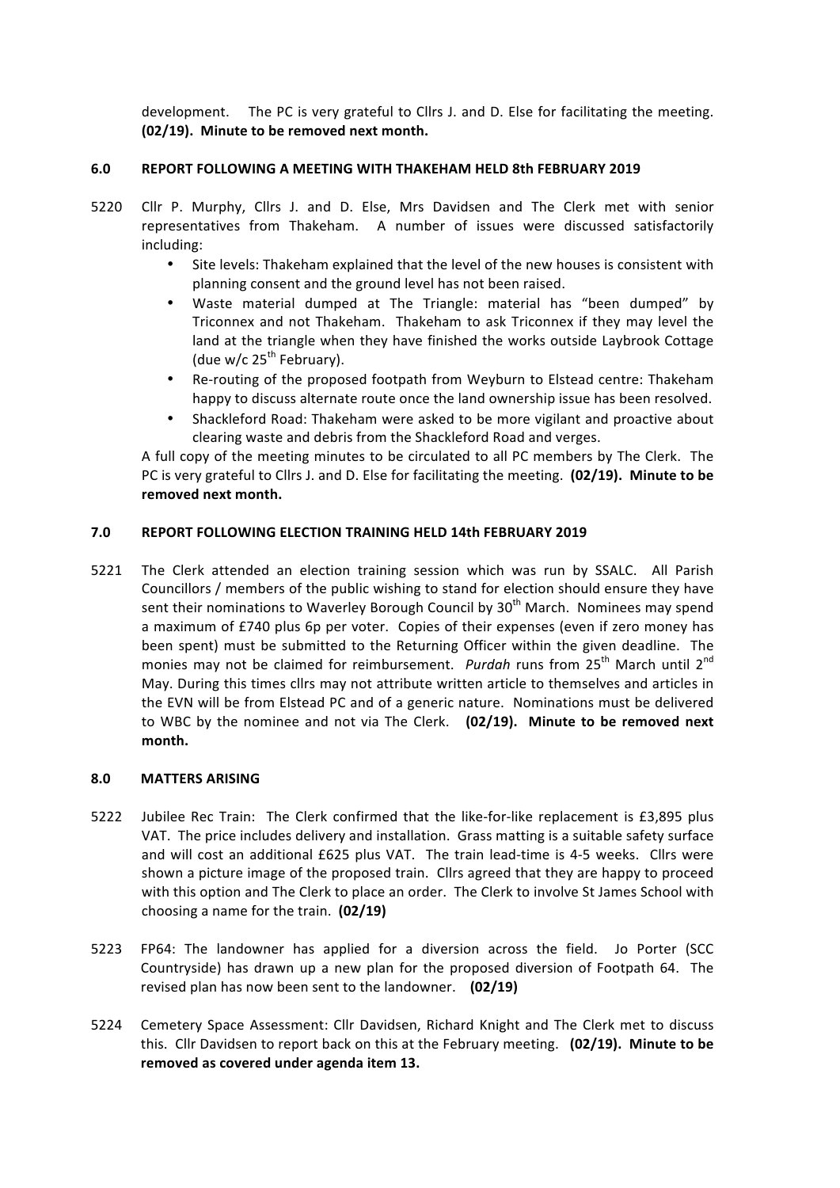development. The PC is very grateful to Cllrs J. and D. Else for facilitating the meeting. **(02/19). Minute to be removed next month.**

## 6.0 REPORT FOLLOWING A MEETING WITH THAKEHAM HELD 8th FEBRUARY 2019

5220 Cllr P. Murphy, Cllrs J. and D. Else, Mrs Davidsen and The Clerk met with senior representatives from Thakeham. A number of issues were discussed satisfactorily including:

- Site levels: Thakeham explained that the level of the new houses is consistent with planning consent and the ground level has not been raised.
- Waste material dumped at The Triangle: material has "been dumped" by Triconnex and not Thakeham. Thakeham to ask Triconnex if they may level the land at the triangle when they have finished the works outside Laybrook Cottage (due w/c 25th February).
- Re-routing of the proposed footpath from Weyburn to Elstead centre: Thakeham happy to discuss alternate route once the land ownership issue has been resolved.
- Shackleford Road: Thakeham were asked to be more vigilant and proactive about clearing waste and debris from the Shackleford Road and verges.

A full copy of the meeting minutes to be circulated to all PC members by The Clerk. The PC is very grateful to Cllrs J. and D. Else for facilitating the meeting. **(02/19). Minute to be removed next month.**

## 7.0 REPORT FOLLOWING ELECTION TRAINING HELD 14th FEBRUARY 2019

5221 The Clerk attended an election training session which was run by SSALC. All Parish Councillors / members of the public wishing to stand for election should ensure they have sent their nominations to Waverley Borough Council by 30th March. Nominees may spend a maximum of £740 plus 6p per voter. Copies of their expenses (even if zero money has been spent) must be submitted to the Returning Officer within the given deadline. The monies may not be claimed for reimbursement. *Purdah* runs from 25th March until 2nd May. During this times cllrs may not attribute written article to themselves and articles in the EVN will be from Elstead PC and of a generic nature. Nominations must be delivered to WBC by the nominee and not via The Clerk. **(02/19). Minute to be removed next month.**

## 8.0 MATTERS ARISING

5222 Jubilee Rec Train: The Clerk confirmed that the like-for-like replacement is £3,895 plus VAT. The price includes delivery and installation. Grass matting is a suitable safety surface and will cost an additional £625 plus VAT. The train lead-time is 4-5 weeks. Cllrs were shown a picture image of the proposed train. Cllrs agreed that they are happy to proceed with this option and The Clerk to place an order. The Clerk to involve St James School with choosing a name for the train. **(02/19)**

5223 FP64: The landowner has applied for a diversion across the field. Jo Porter (SCC Countryside) has drawn up a new plan for the proposed diversion of Footpath 64. The revised plan has now been sent to the landowner. **(02/19)**

5224 Cemetery Space Assessment: Cllr Davidsen, Richard Knight and The Clerk met to discuss this. Cllr Davidsen to report back on this at the February meeting. **(02/19). Minute to be removed as covered under agenda item 13.**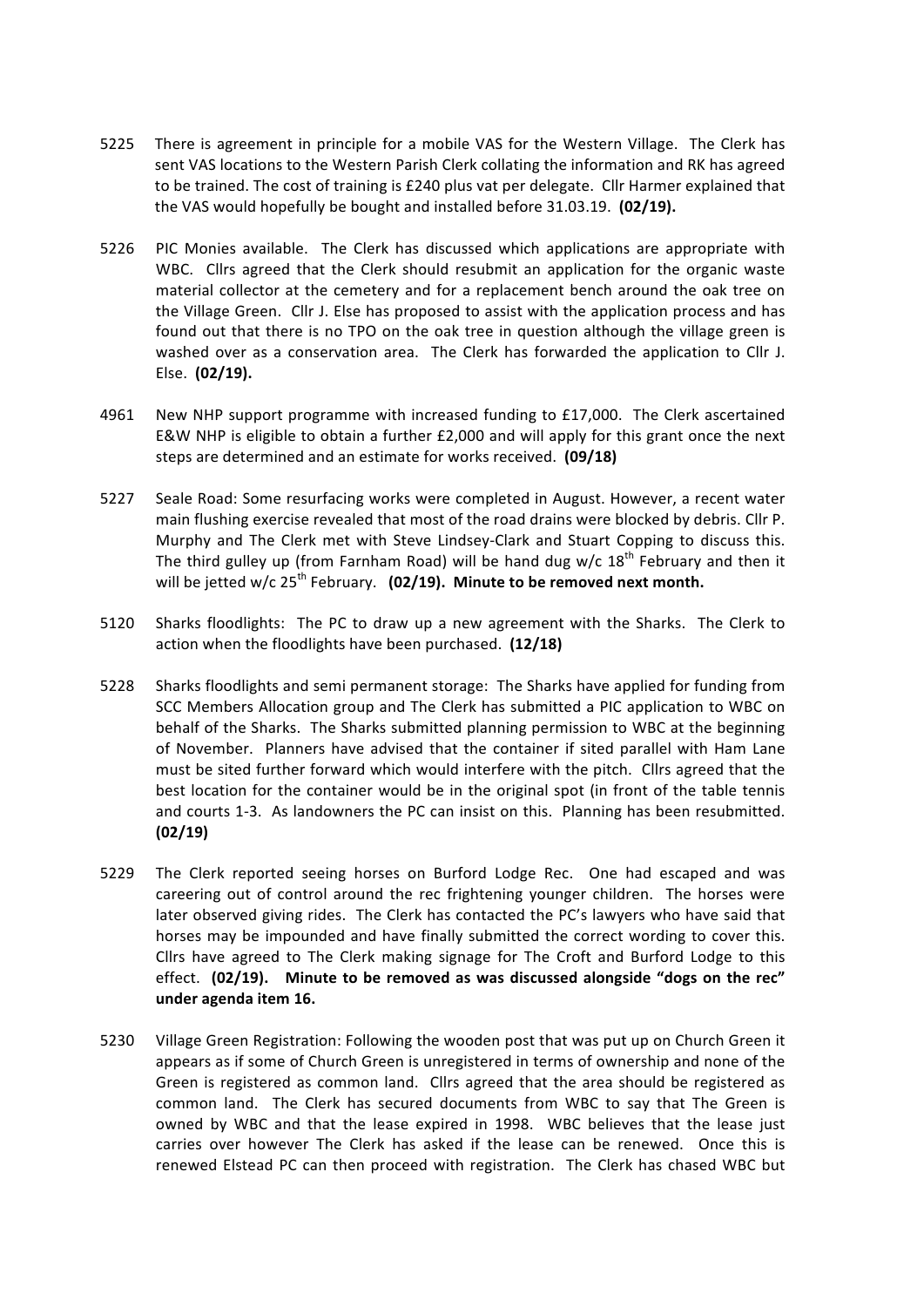5225 There is agreement in principle for a mobile VAS for the Western Village. The Clerk has sent VAS locations to the Western Parish Clerk collating the information and RK has agreed to be trained. The cost of training is £240 plus vat per delegate. Cllr Harmer explained that the VAS would hopefully be bought and installed before 31.03.19. **(02/19).**

5226 PIC Monies available. The Clerk has discussed which applications are appropriate with WBC. Cllrs agreed that the Clerk should resubmit an application for the organic waste material collector at the cemetery and for a replacement bench around the oak tree on the Village Green. Cllr J. Else has proposed to assist with the application process and has found out that there is no TPO on the oak tree in question although the village green is washed over as a conservation area. The Clerk has forwarded the application to Cllr J. Else. **(02/19).**

4961 New NHP support programme with increased funding to £17,000. The Clerk ascertained E&W NHP is eligible to obtain a further £2,000 and will apply for this grant once the next steps are determined and an estimate for works received. **(09/18)**

5227 Seale Road: Some resurfacing works were completed in August. However, a recent water main flushing exercise revealed that most of the road drains were blocked by debris. Cllr P. Murphy and The Clerk met with Steve Lindsey-Clark and Stuart Copping to discuss this. The third gulley up (from Farnham Road) will be hand dug w/c 18th February and then it will be jetted w/c 25th February. **(02/19). Minute to be removed next month.**

5120 Sharks floodlights: The PC to draw up a new agreement with the Sharks. The Clerk to action when the floodlights have been purchased. **(12/18)**

5228 Sharks floodlights and semi permanent storage: The Sharks have applied for funding from SCC Members Allocation group and The Clerk has submitted a PIC application to WBC on behalf of the Sharks. The Sharks submitted planning permission to WBC at the beginning of November. Planners have advised that the container if sited parallel with Ham Lane must be sited further forward which would interfere with the pitch. Cllrs agreed that the best location for the container would be in the original spot (in front of the table tennis and courts 1-3. As landowners the PC can insist on this. Planning has been resubmitted. **(02/19)**

5229 The Clerk reported seeing horses on Burford Lodge Rec. One had escaped and was careering out of control around the rec frightening younger children. The horses were later observed giving rides. The Clerk has contacted the PC's lawyers who have said that horses may be impounded and have finally submitted the correct wording to cover this. Cllrs have agreed to The Clerk making signage for The Croft and Burford Lodge to this effect. **(02/19). Minute to be removed as was discussed alongside "dogs on the rec" under agenda item 16.**

5230 Village Green Registration: Following the wooden post that was put up on Church Green it appears as if some of Church Green is unregistered in terms of ownership and none of the Green is registered as common land. Cllrs agreed that the area should be registered as common land. The Clerk has secured documents from WBC to say that The Green is owned by WBC and that the lease expired in 1998. WBC believes that the lease just carries over however The Clerk has asked if the lease can be renewed. Once this is renewed Elstead PC can then proceed with registration. The Clerk has chased WBC but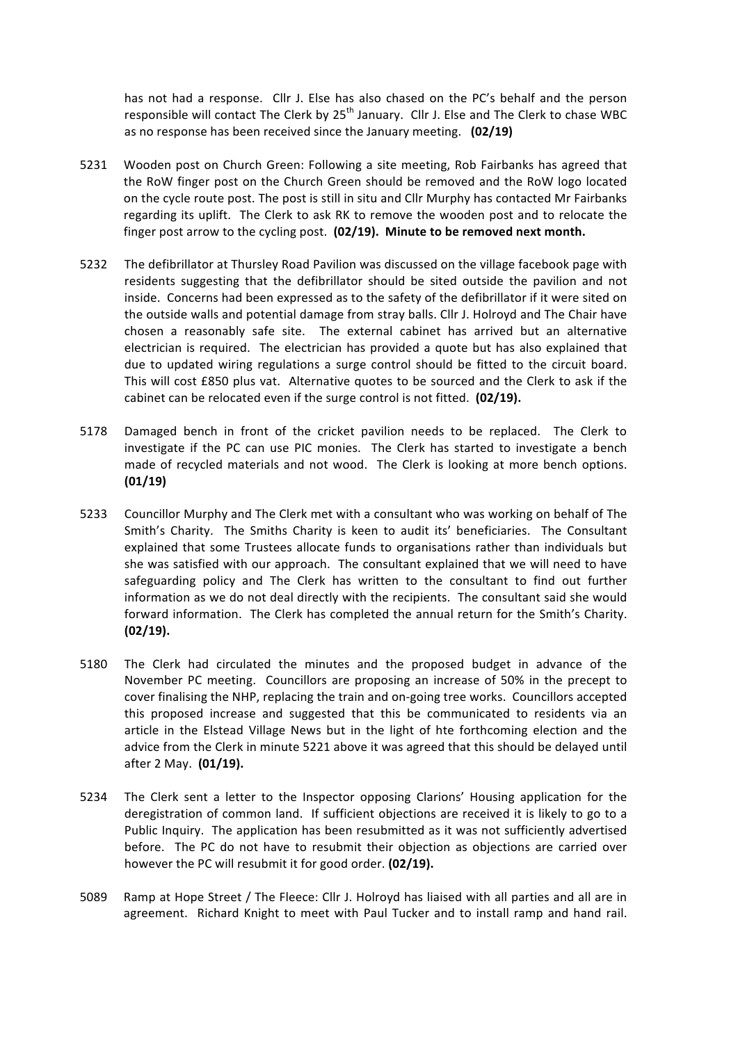has not had a response. Cllr J. Else has also chased on the PC's behalf and the person responsible will contact The Clerk by 25th January. Cllr J. Else and The Clerk to chase WBC as no response has been received since the January meeting. **(02/19)**

5231 Wooden post on Church Green: Following a site meeting, Rob Fairbanks has agreed that the RoW finger post on the Church Green should be removed and the RoW logo located on the cycle route post. The post is still in situ and Cllr Murphy has contacted Mr Fairbanks regarding its uplift. The Clerk to ask RK to remove the wooden post and to relocate the finger post arrow to the cycling post. **(02/19). Minute to be removed next month.**

5232 The defibrillator at Thursley Road Pavilion was discussed on the village facebook page with residents suggesting that the defibrillator should be sited outside the pavilion and not inside. Concerns had been expressed as to the safety of the defibrillator if it were sited on the outside walls and potential damage from stray balls. Cllr J. Holroyd and The Chair have chosen a reasonably safe site. The external cabinet has arrived but an alternative electrician is required. The electrician has provided a quote but has also explained that due to updated wiring regulations a surge control should be fitted to the circuit board. This will cost £850 plus vat. Alternative quotes to be sourced and the Clerk to ask if the cabinet can be relocated even if the surge control is not fitted. **(02/19).**

5178 Damaged bench in front of the cricket pavilion needs to be replaced. The Clerk to investigate if the PC can use PIC monies. The Clerk has started to investigate a bench made of recycled materials and not wood. The Clerk is looking at more bench options. **(01/19)**

5233 Councillor Murphy and The Clerk met with a consultant who was working on behalf of The Smith's Charity. The Smiths Charity is keen to audit its' beneficiaries. The Consultant explained that some Trustees allocate funds to organisations rather than individuals but she was satisfied with our approach. The consultant explained that we will need to have safeguarding policy and The Clerk has written to the consultant to find out further information as we do not deal directly with the recipients. The consultant said she would forward information. The Clerk has completed the annual return for the Smith's Charity. **(02/19).**

5180 The Clerk had circulated the minutes and the proposed budget in advance of the November PC meeting. Councillors are proposing an increase of 50% in the precept to cover finalising the NHP, replacing the train and on-going tree works. Councillors accepted this proposed increase and suggested that this be communicated to residents via an article in the Elstead Village News but in the light of hte forthcoming election and the advice from the Clerk in minute 5221 above it was agreed that this should be delayed until after 2 May. **(01/19).**

5234 The Clerk sent a letter to the Inspector opposing Clarions' Housing application for the deregistration of common land. If sufficient objections are received it is likely to go to a Public Inquiry. The application has been resubmitted as it was not sufficiently advertised before. The PC do not have to resubmit their objection as objections are carried over however the PC will resubmit it for good order. **(02/19).**

5089 Ramp at Hope Street / The Fleece: Cllr J. Holroyd has liaised with all parties and all are in agreement. Richard Knight to meet with Paul Tucker and to install ramp and hand rail.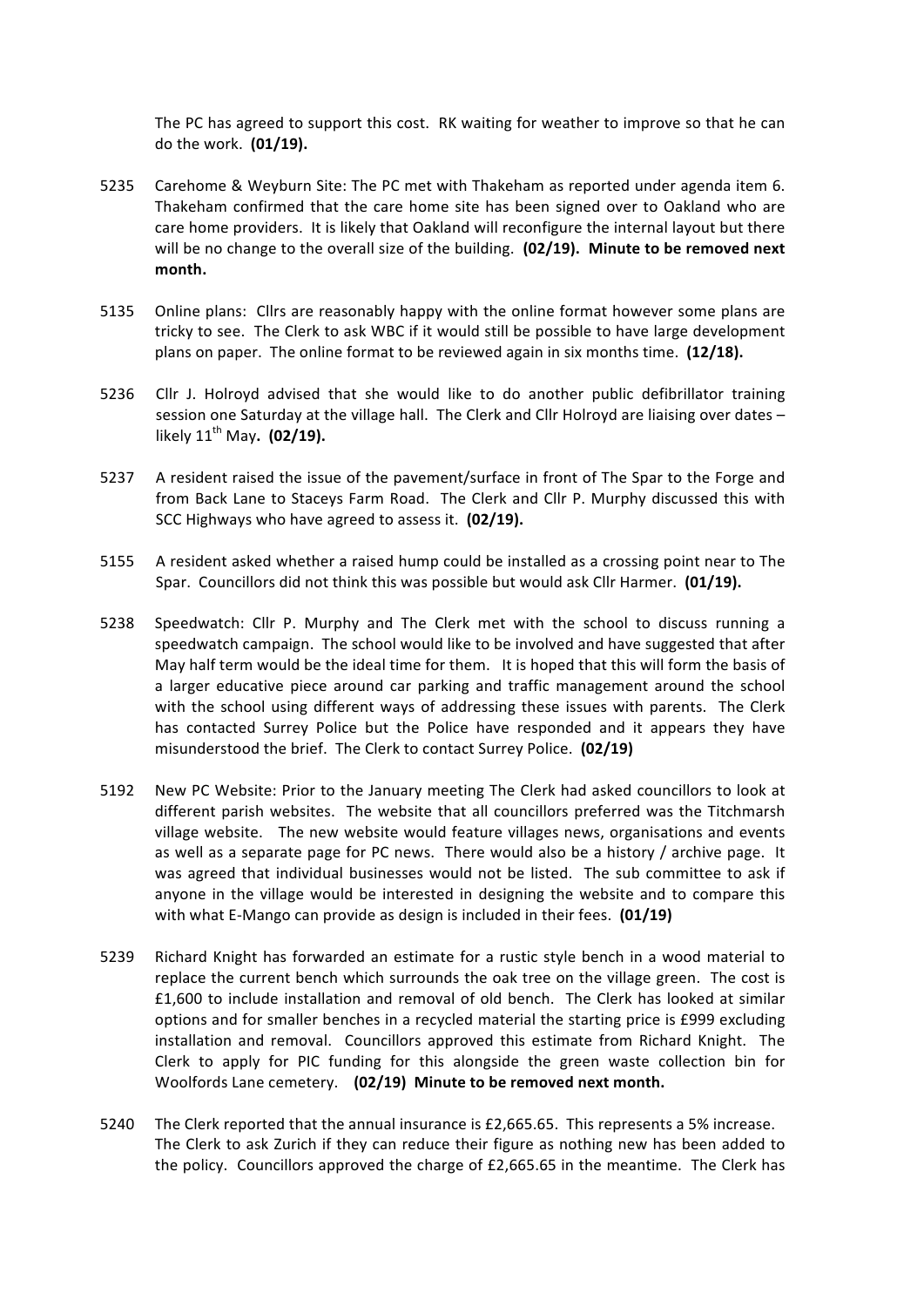The PC has agreed to support this cost. RK waiting for weather to improve so that he can do the work. **(01/19).**

5235 Carehome & Weyburn Site: The PC met with Thakeham as reported under agenda item 6. Thakeham confirmed that the care home site has been signed over to Oakland who are care home providers. It is likely that Oakland will reconfigure the internal layout but there will be no change to the overall size of the building. **(02/19). Minute to be removed next month.**

5135 Online plans: Cllrs are reasonably happy with the online format however some plans are tricky to see. The Clerk to ask WBC if it would still be possible to have large development plans on paper. The online format to be reviewed again in six months time. **(12/18).**

5236 Cllr J. Holroyd advised that she would like to do another public defibrillator training session one Saturday at the village hall. The Clerk and Cllr Holroyd are liaising over dates – likely 11th May**. (02/19).**

5237 A resident raised the issue of the pavement/surface in front of The Spar to the Forge and from Back Lane to Staceys Farm Road. The Clerk and Cllr P. Murphy discussed this with SCC Highways who have agreed to assess it. **(02/19).**

5155 A resident asked whether a raised hump could be installed as a crossing point near to The Spar. Councillors did not think this was possible but would ask Cllr Harmer. **(01/19).**

5238 Speedwatch: Cllr P. Murphy and The Clerk met with the school to discuss running a speedwatch campaign. The school would like to be involved and have suggested that after May half term would be the ideal time for them. It is hoped that this will form the basis of a larger educative piece around car parking and traffic management around the school with the school using different ways of addressing these issues with parents. The Clerk has contacted Surrey Police but the Police have responded and it appears they have misunderstood the brief. The Clerk to contact Surrey Police. **(02/19)**

5192 New PC Website: Prior to the January meeting The Clerk had asked councillors to look at different parish websites. The website that all councillors preferred was the Titchmarsh village website. The new website would feature villages news, organisations and events as well as a separate page for PC news. There would also be a history / archive page. It was agreed that individual businesses would not be listed. The sub committee to ask if anyone in the village would be interested in designing the website and to compare this with what E-Mango can provide as design is included in their fees. **(01/19)**

5239 Richard Knight has forwarded an estimate for a rustic style bench in a wood material to replace the current bench which surrounds the oak tree on the village green. The cost is £1,600 to include installation and removal of old bench. The Clerk has looked at similar options and for smaller benches in a recycled material the starting price is £999 excluding installation and removal. Councillors approved this estimate from Richard Knight. The Clerk to apply for PIC funding for this alongside the green waste collection bin for Woolfords Lane cemetery. **(02/19) Minute to be removed next month.**

5240 The Clerk reported that the annual insurance is £2,665.65. This represents a 5% increase. The Clerk to ask Zurich if they can reduce their figure as nothing new has been added to the policy. Councillors approved the charge of £2,665.65 in the meantime. The Clerk has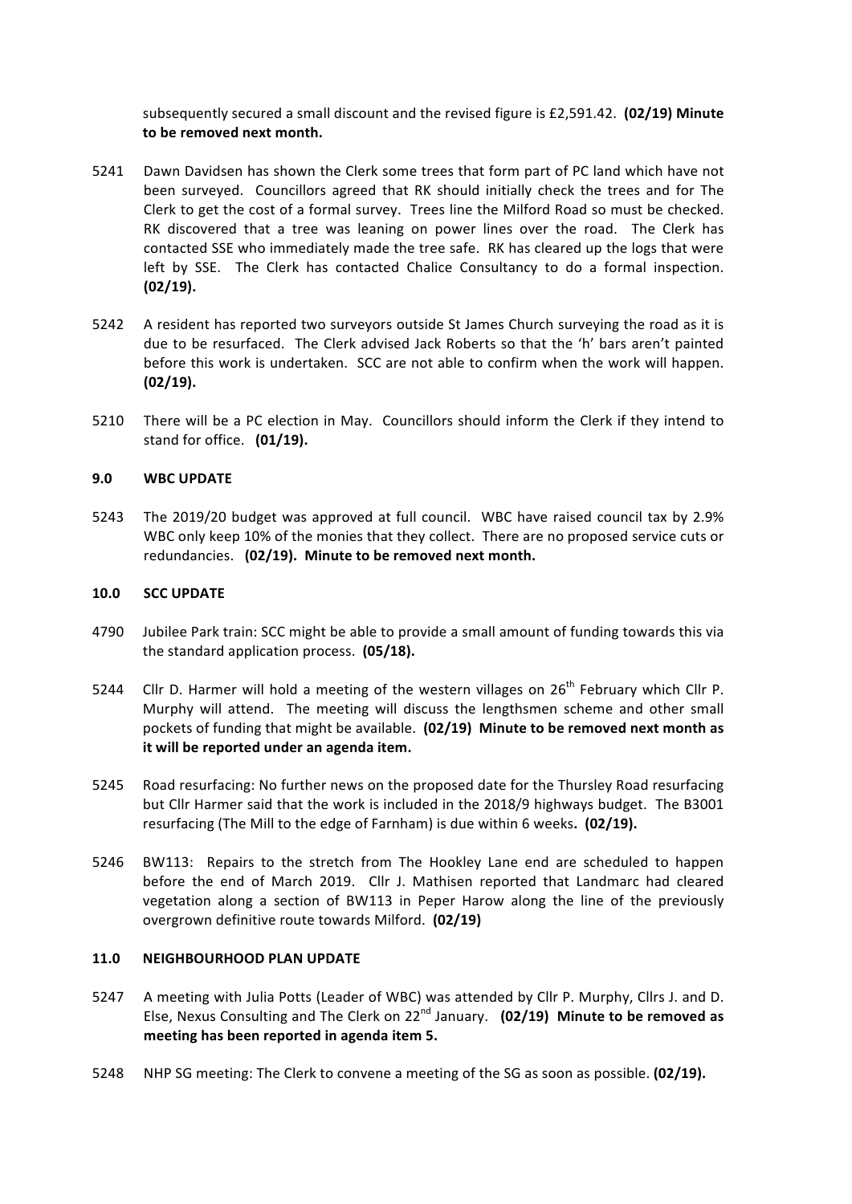subsequently secured a small discount and the revised figure is £2,591.42. **(02/19) Minute to be removed next month.**

5241 Dawn Davidsen has shown the Clerk some trees that form part of PC land which have not been surveyed. Councillors agreed that RK should initially check the trees and for The Clerk to get the cost of a formal survey. Trees line the Milford Road so must be checked. RK discovered that a tree was leaning on power lines over the road. The Clerk has contacted SSE who immediately made the tree safe. RK has cleared up the logs that were left by SSE. The Clerk has contacted Chalice Consultancy to do a formal inspection. **(02/19).**

5242 A resident has reported two surveyors outside St James Church surveying the road as it is due to be resurfaced. The Clerk advised Jack Roberts so that the 'h' bars aren't painted before this work is undertaken. SCC are not able to confirm when the work will happen. **(02/19).**

5210 There will be a PC election in May. Councillors should inform the Clerk if they intend to stand for office. **(01/19).**

## 9.0 WBC UPDATE

5243 The 2019/20 budget was approved at full council. WBC have raised council tax by 2.9% WBC only keep 10% of the monies that they collect. There are no proposed service cuts or redundancies. **(02/19). Minute to be removed next month.**

## 10.0 SCC UPDATE

4790 Jubilee Park train: SCC might be able to provide a small amount of funding towards this via the standard application process. **(05/18).**

5244 Cllr D. Harmer will hold a meeting of the western villages on 26th February which Cllr P. Murphy will attend. The meeting will discuss the lengthsmen scheme and other small pockets of funding that might be available. **(02/19) Minute to be removed next month as it will be reported under an agenda item.**

5245 Road resurfacing: No further news on the proposed date for the Thursley Road resurfacing but Cllr Harmer said that the work is included in the 2018/9 highways budget. The B3001 resurfacing (The Mill to the edge of Farnham) is due within 6 weeks**. (02/19).**

5246 BW113: Repairs to the stretch from The Hookley Lane end are scheduled to happen before the end of March 2019. Cllr J. Mathisen reported that Landmarc had cleared vegetation along a section of BW113 in Peper Harow along the line of the previously overgrown definitive route towards Milford. **(02/19)**

## 11.0 NEIGHBOURHOOD PLAN UPDATE

5247 A meeting with Julia Potts (Leader of WBC) was attended by Cllr P. Murphy, Cllrs J. and D. Else, Nexus Consulting and The Clerk on 22nd January. **(02/19) Minute to be removed as meeting has been reported in agenda item 5.**

5248 NHP SG meeting: The Clerk to convene a meeting of the SG as soon as possible. **(02/19).**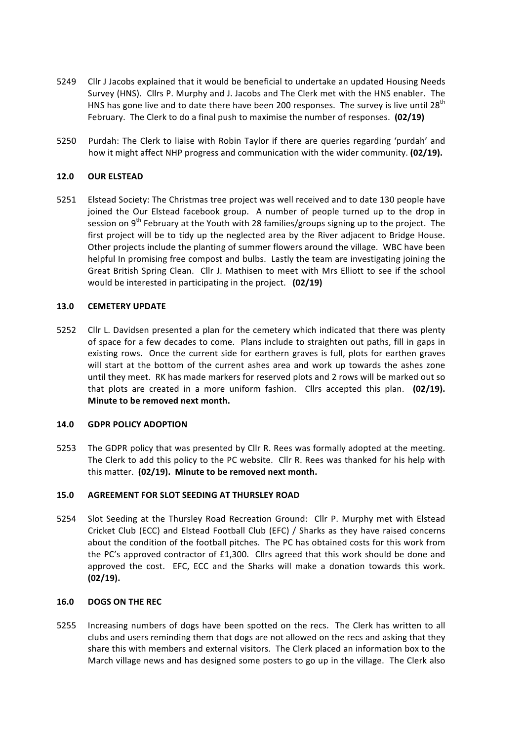5249 Cllr J Jacobs explained that it would be beneficial to undertake an updated Housing Needs Survey (HNS). Cllrs P. Murphy and J. Jacobs and The Clerk met with the HNS enabler. The HNS has gone live and to date there have been 200 responses. The survey is live until 28th February. The Clerk to do a final push to maximise the number of responses. **(02/19)**

5250 Purdah: The Clerk to liaise with Robin Taylor if there are queries regarding 'purdah' and how it might affect NHP progress and communication with the wider community. **(02/19).**

## 12.0 OUR ELSTEAD

5251 Elstead Society: The Christmas tree project was well received and to date 130 people have joined the Our Elstead facebook group. A number of people turned up to the drop in session on 9th February at the Youth with 28 families/groups signing up to the project. The first project will be to tidy up the neglected area by the River adjacent to Bridge House. Other projects include the planting of summer flowers around the village. WBC have been helpful In promising free compost and bulbs. Lastly the team are investigating joining the Great British Spring Clean. Cllr J. Mathisen to meet with Mrs Elliott to see if the school would be interested in participating in the project. **(02/19)**

## 13.0 CEMETERY UPDATE

5252 Cllr L. Davidsen presented a plan for the cemetery which indicated that there was plenty of space for a few decades to come. Plans include to straighten out paths, fill in gaps in existing rows. Once the current side for earthern graves is full, plots for earthen graves will start at the bottom of the current ashes area and work up towards the ashes zone until they meet. RK has made markers for reserved plots and 2 rows will be marked out so that plots are created in a more uniform fashion. Cllrs accepted this plan. **(02/19). Minute to be removed next month.**

## 14.0 GDPR POLICY ADOPTION

5253 The GDPR policy that was presented by Cllr R. Rees was formally adopted at the meeting. The Clerk to add this policy to the PC website. Cllr R. Rees was thanked for his help with this matter. **(02/19). Minute to be removed next month.**

## 15.0 AGREEMENT FOR SLOT SEEDING AT THURSLEY ROAD

5254 Slot Seeding at the Thursley Road Recreation Ground: Cllr P. Murphy met with Elstead Cricket Club (ECC) and Elstead Football Club (EFC) / Sharks as they have raised concerns about the condition of the football pitches. The PC has obtained costs for this work from the PC's approved contractor of £1,300. Cllrs agreed that this work should be done and approved the cost. EFC, ECC and the Sharks will make a donation towards this work. **(02/19).**

## 16.0 DOGS ON THE REC

5255 Increasing numbers of dogs have been spotted on the recs. The Clerk has written to all clubs and users reminding them that dogs are not allowed on the recs and asking that they share this with members and external visitors. The Clerk placed an information box to the March village news and has designed some posters to go up in the village. The Clerk also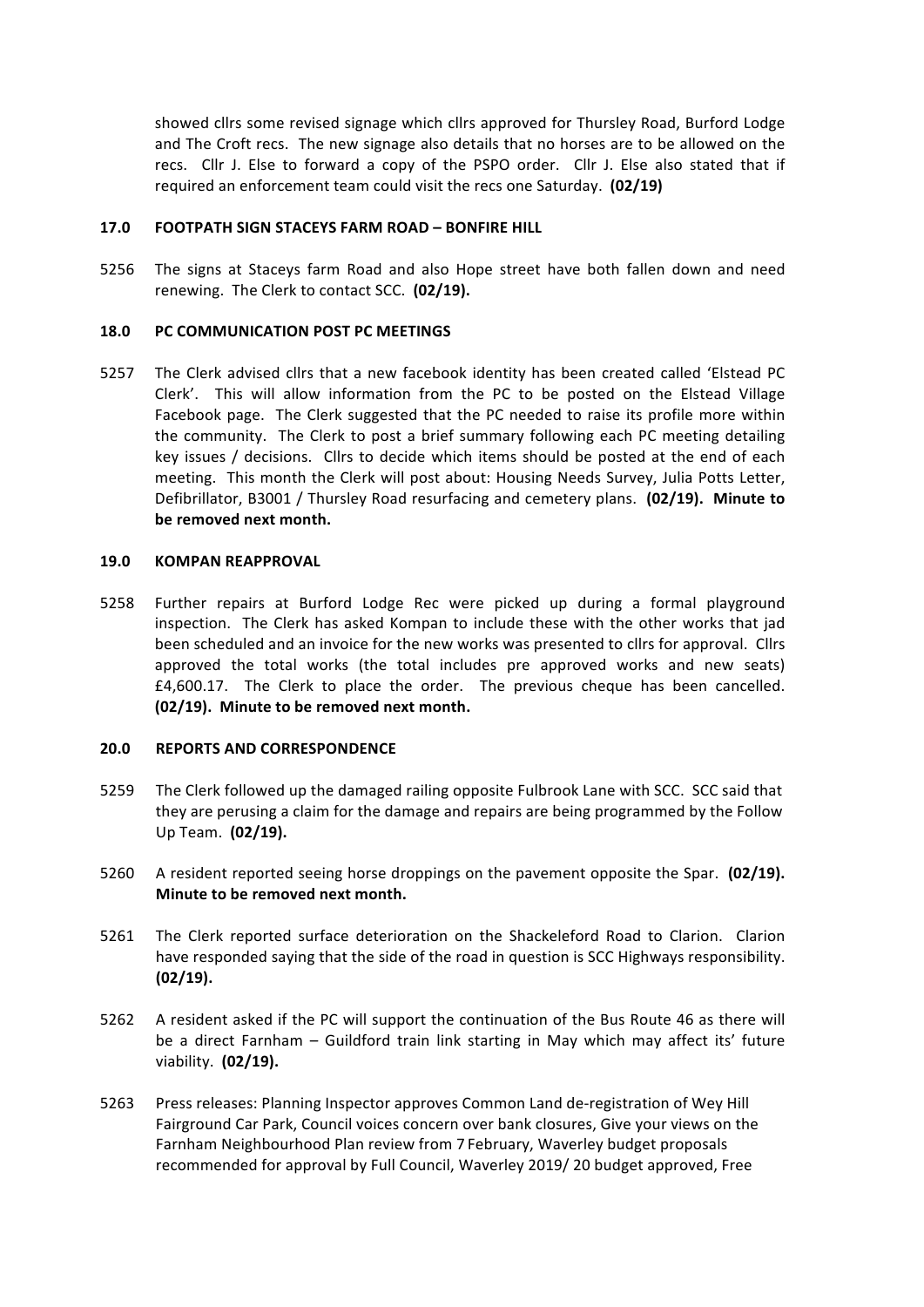showed cllrs some revised signage which cllrs approved for Thursley Road, Burford Lodge and The Croft recs. The new signage also details that no horses are to be allowed on the recs. Cllr J. Else to forward a copy of the PSPO order. Cllr J. Else also stated that if required an enforcement team could visit the recs one Saturday. **(02/19)**

### 17.0 FOOTPATH SIGN STACEYS FARM ROAD – BONFIRE HILL

5256 The signs at Staceys farm Road and also Hope street have both fallen down and need renewing. The Clerk to contact SCC. **(02/19).**

### 18.0 PC COMMUNICATION POST PC MEETINGS

5257 The Clerk advised cllrs that a new facebook identity has been created called 'Elstead PC Clerk'. This will allow information from the PC to be posted on the Elstead Village Facebook page. The Clerk suggested that the PC needed to raise its profile more within the community. The Clerk to post a brief summary following each PC meeting detailing key issues / decisions. Cllrs to decide which items should be posted at the end of each meeting. This month the Clerk will post about: Housing Needs Survey, Julia Potts Letter, Defibrillator, B3001 / Thursley Road resurfacing and cemetery plans. **(02/19). Minute to be removed next month.**

### 19.0 KOMPAN REAPPROVAL

5258 Further repairs at Burford Lodge Rec were picked up during a formal playground inspection. The Clerk has asked Kompan to include these with the other works that jad been scheduled and an invoice for the new works was presented to cllrs for approval. Cllrs approved the total works (the total includes pre approved works and new seats) £4,600.17. The Clerk to place the order. The previous cheque has been cancelled. **(02/19). Minute to be removed next month.**

### 20.0 REPORTS AND CORRESPONDENCE

5259 The Clerk followed up the damaged railing opposite Fulbrook Lane with SCC. SCC said that they are perusing a claim for the damage and repairs are being programmed by the Follow Up Team. **(02/19).**

5260 A resident reported seeing horse droppings on the pavement opposite the Spar. **(02/19). Minute to be removed next month.**

5261 The Clerk reported surface deterioration on the Shackeleford Road to Clarion. Clarion have responded saying that the side of the road in question is SCC Highways responsibility. **(02/19).**

5262 A resident asked if the PC will support the continuation of the Bus Route 46 as there will be a direct Farnham – Guildford train link starting in May which may affect its' future viability. **(02/19).**

5263 Press releases: Planning Inspector approves Common Land de-registration of Wey Hill Fairground Car Park, Council voices concern over bank closures, Give your views on the Farnham Neighbourhood Plan review from 7 February, Waverley budget proposals recommended for approval by Full Council, Waverley 2019/ 20 budget approved, Free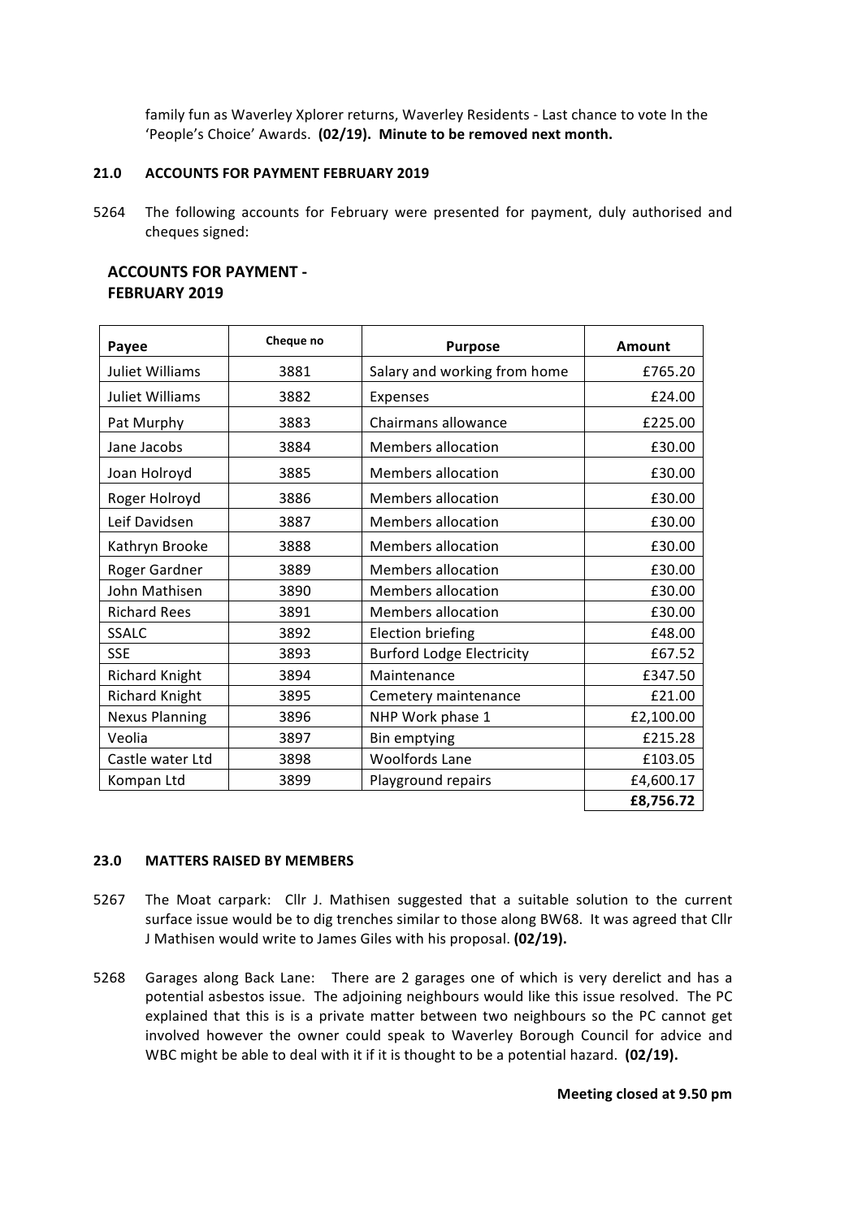family fun as Waverley Xplorer returns, Waverley Residents - Last chance to vote In the 'People's Choice' Awards. **(02/19). Minute to be removed next month.**

### 21.0 ACCOUNTS FOR PAYMENT FEBRUARY 2019

5264 The following accounts for February were presented for payment, duly authorised and cheques signed:

**ACCOUNTS FOR PAYMENT - FEBRUARY 2019**

| Payee | Cheque no | Purpose | Amount |
|---|---|---|---|
| Juliet Williams | 3881 | Salary and working from home | £765.20 |
| Juliet Williams | 3882 | Expenses | £24.00 |
| Pat Murphy | 3883 | Chairmans allowance | £225.00 |
| Jane Jacobs | 3884 | Members allocation | £30.00 |
| Joan Holroyd | 3885 | Members allocation | £30.00 |
| Roger Holroyd | 3886 | Members allocation | £30.00 |
| Leif Davidsen | 3887 | Members allocation | £30.00 |
| Kathryn Brooke | 3888 | Members allocation | £30.00 |
| Roger Gardner | 3889 | Members allocation | £30.00 |
| John Mathisen | 3890 | Members allocation | £30.00 |
| Richard Rees | 3891 | Members allocation | £30.00 |
| SSALC | 3892 | Election briefing | £48.00 |
| SSE | 3893 | Burford Lodge Electricity | £67.52 |
| Richard Knight | 3894 | Maintenance | £347.50 |
| Richard Knight | 3895 | Cemetery maintenance | £21.00 |
| Nexus Planning | 3896 | NHP Work phase 1 | £2,100.00 |
| Veolia | 3897 | Bin emptying | £215.28 |
| Castle water Ltd | 3898 | Woolfords Lane | £103.05 |
| Kompan Ltd | 3899 | Playground repairs | £4,600.17 |
| | | | **£8,756.72** |

### 23.0 MATTERS RAISED BY MEMBERS

5267 The Moat carpark: Cllr J. Mathisen suggested that a suitable solution to the current surface issue would be to dig trenches similar to those along BW68. It was agreed that Cllr J Mathisen would write to James Giles with his proposal. **(02/19).**

5268 Garages along Back Lane: There are 2 garages one of which is very derelict and has a potential asbestos issue. The adjoining neighbours would like this issue resolved. The PC explained that this is is a private matter between two neighbours so the PC cannot get involved however the owner could speak to Waverley Borough Council for advice and WBC might be able to deal with it if it is thought to be a potential hazard. **(02/19).**

**Meeting closed at 9.50 pm**